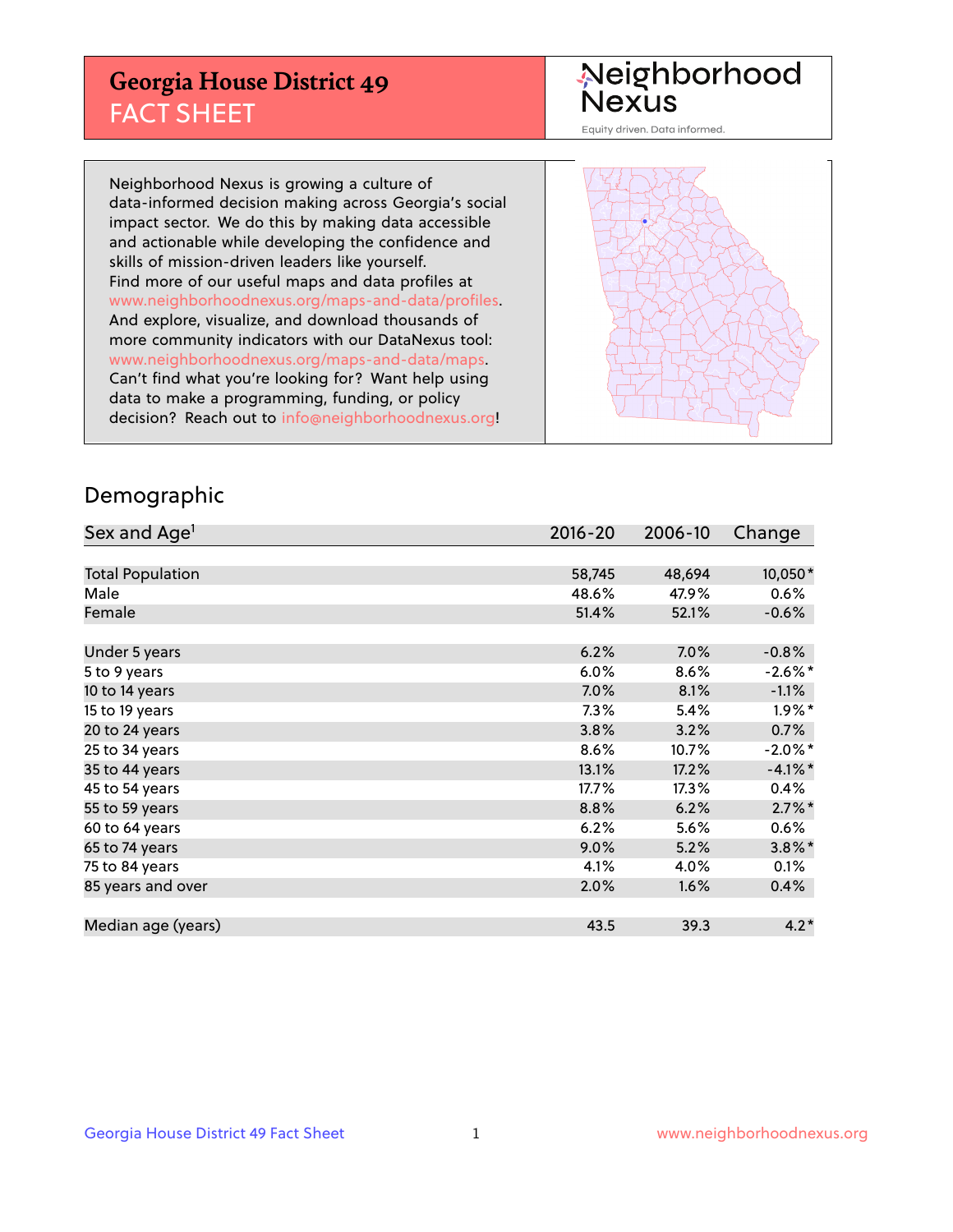# Georgia House District 49
## FACT SHEET

Neighborhood Nexus
Equity driven. Data informed.

Neighborhood Nexus is growing a culture of data-informed decision making across Georgia's social impact sector. We do this by making data accessible and actionable while developing the confidence and skills of mission-driven leaders like yourself. Find more of our useful maps and data profiles at www.neighborhoodnexus.org/maps-and-data/profiles. And explore, visualize, and download thousands of more community indicators with our DataNexus tool: www.neighborhoodnexus.org/maps-and-data/maps. Can't find what you're looking for? Want help using data to make a programming, funding, or policy decision? Reach out to info@neighborhoodnexus.org!

## Demographic

| Sex and Age[1] | 2016-20 | 2006-10 | Change |
|---|---|---|---|
| Total Population | 58,745 | 48,694 | 10,050* |
| Male | 48.6% | 47.9% | 0.6% |
| Female | 51.4% | 52.1% | -0.6% |
| | | | |
| Under 5 years | 6.2% | 7.0% | -0.8% |
| 5 to 9 years | 6.0% | 8.6% | -2.6%* |
| 10 to 14 years | 7.0% | 8.1% | -1.1% |
| 15 to 19 years | 7.3% | 5.4% | 1.9%* |
| 20 to 24 years | 3.8% | 3.2% | 0.7% |
| 25 to 34 years | 8.6% | 10.7% | -2.0%* |
| 35 to 44 years | 13.1% | 17.2% | -4.1%* |
| 45 to 54 years | 17.7% | 17.3% | 0.4% |
| 55 to 59 years | 8.8% | 6.2% | 2.7%* |
| 60 to 64 years | 6.2% | 5.6% | 0.6% |
| 65 to 74 years | 9.0% | 5.2% | 3.8%* |
| 75 to 84 years | 4.1% | 4.0% | 0.1% |
| 85 years and over | 2.0% | 1.6% | 0.4% |
| | | | |
| Median age (years) | 43.5 | 39.3 | 4.2* |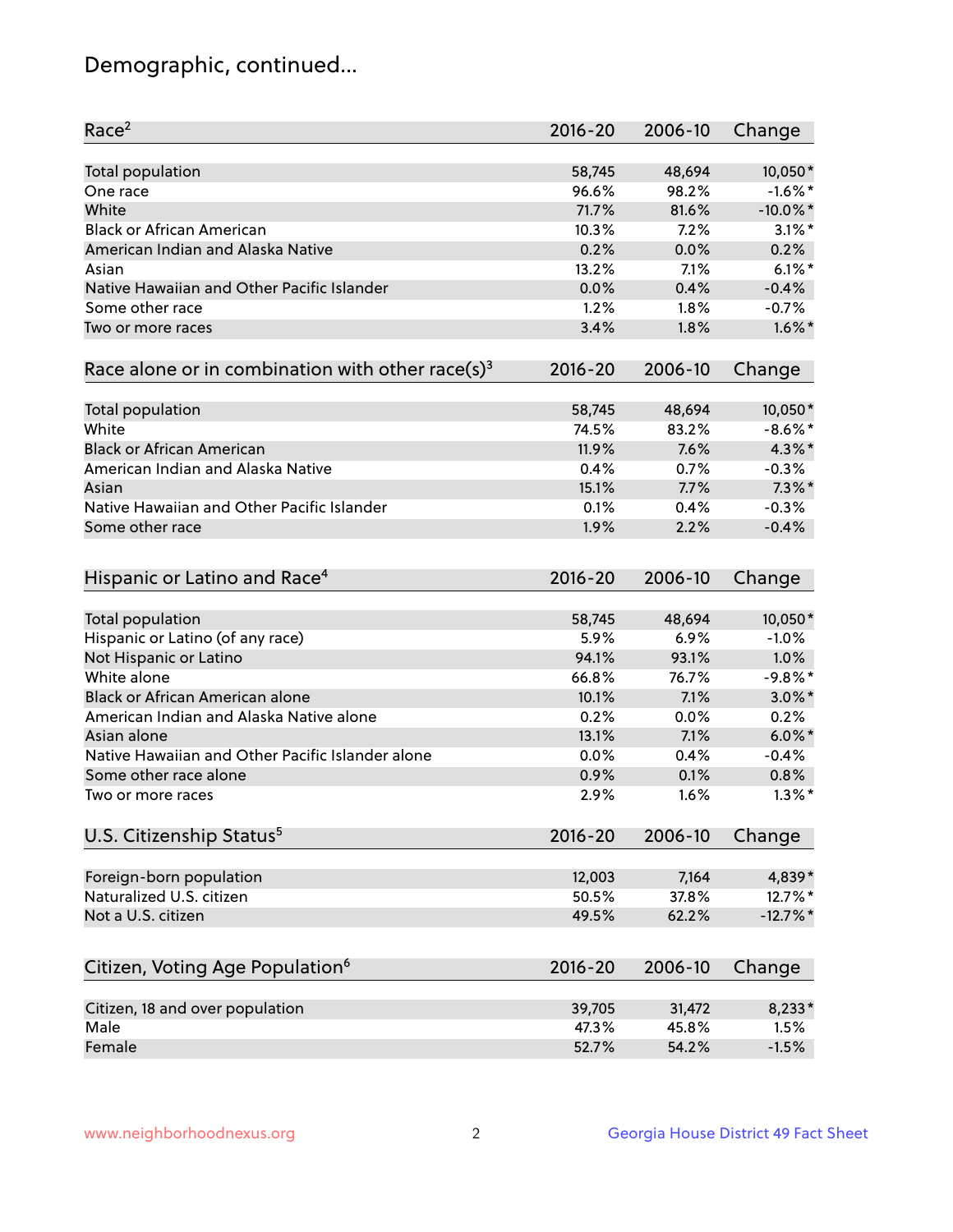## Demographic, continued...

| Race[2] | 2016-20 | 2006-10 | Change |
|---|---|---|---|
| Total population | 58,745 | 48,694 | 10,050* |
| One race | 96.6% | 98.2% | -1.6%* |
| White | 71.7% | 81.6% | -10.0%* |
| Black or African American | 10.3% | 7.2% | 3.1%* |
| American Indian and Alaska Native | 0.2% | 0.0% | 0.2% |
| Asian | 13.2% | 7.1% | 6.1%* |
| Native Hawaiian and Other Pacific Islander | 0.0% | 0.4% | -0.4% |
| Some other race | 1.2% | 1.8% | -0.7% |
| Two or more races | 3.4% | 1.8% | 1.6%* |

| Race alone or in combination with other race(s)[3] | 2016-20 | 2006-10 | Change |
|---|---|---|---|
| Total population | 58,745 | 48,694 | 10,050* |
| White | 74.5% | 83.2% | -8.6%* |
| Black or African American | 11.9% | 7.6% | 4.3%* |
| American Indian and Alaska Native | 0.4% | 0.7% | -0.3% |
| Asian | 15.1% | 7.7% | 7.3%* |
| Native Hawaiian and Other Pacific Islander | 0.1% | 0.4% | -0.3% |
| Some other race | 1.9% | 2.2% | -0.4% |

| Hispanic or Latino and Race[4] | 2016-20 | 2006-10 | Change |
|---|---|---|---|
| Total population | 58,745 | 48,694 | 10,050* |
| Hispanic or Latino (of any race) | 5.9% | 6.9% | -1.0% |
| Not Hispanic or Latino | 94.1% | 93.1% | 1.0% |
| White alone | 66.8% | 76.7% | -9.8%* |
| Black or African American alone | 10.1% | 7.1% | 3.0%* |
| American Indian and Alaska Native alone | 0.2% | 0.0% | 0.2% |
| Asian alone | 13.1% | 7.1% | 6.0%* |
| Native Hawaiian and Other Pacific Islander alone | 0.0% | 0.4% | -0.4% |
| Some other race alone | 0.9% | 0.1% | 0.8% |
| Two or more races | 2.9% | 1.6% | 1.3%* |

| U.S. Citizenship Status[5] | 2016-20 | 2006-10 | Change |
|---|---|---|---|
| Foreign-born population | 12,003 | 7,164 | 4,839* |
| Naturalized U.S. citizen | 50.5% | 37.8% | 12.7%* |
| Not a U.S. citizen | 49.5% | 62.2% | -12.7%* |

| Citizen, Voting Age Population[6] | 2016-20 | 2006-10 | Change |
|---|---|---|---|
| Citizen, 18 and over population | 39,705 | 31,472 | 8,233* |
| Male | 47.3% | 45.8% | 1.5% |
| Female | 52.7% | 54.2% | -1.5% |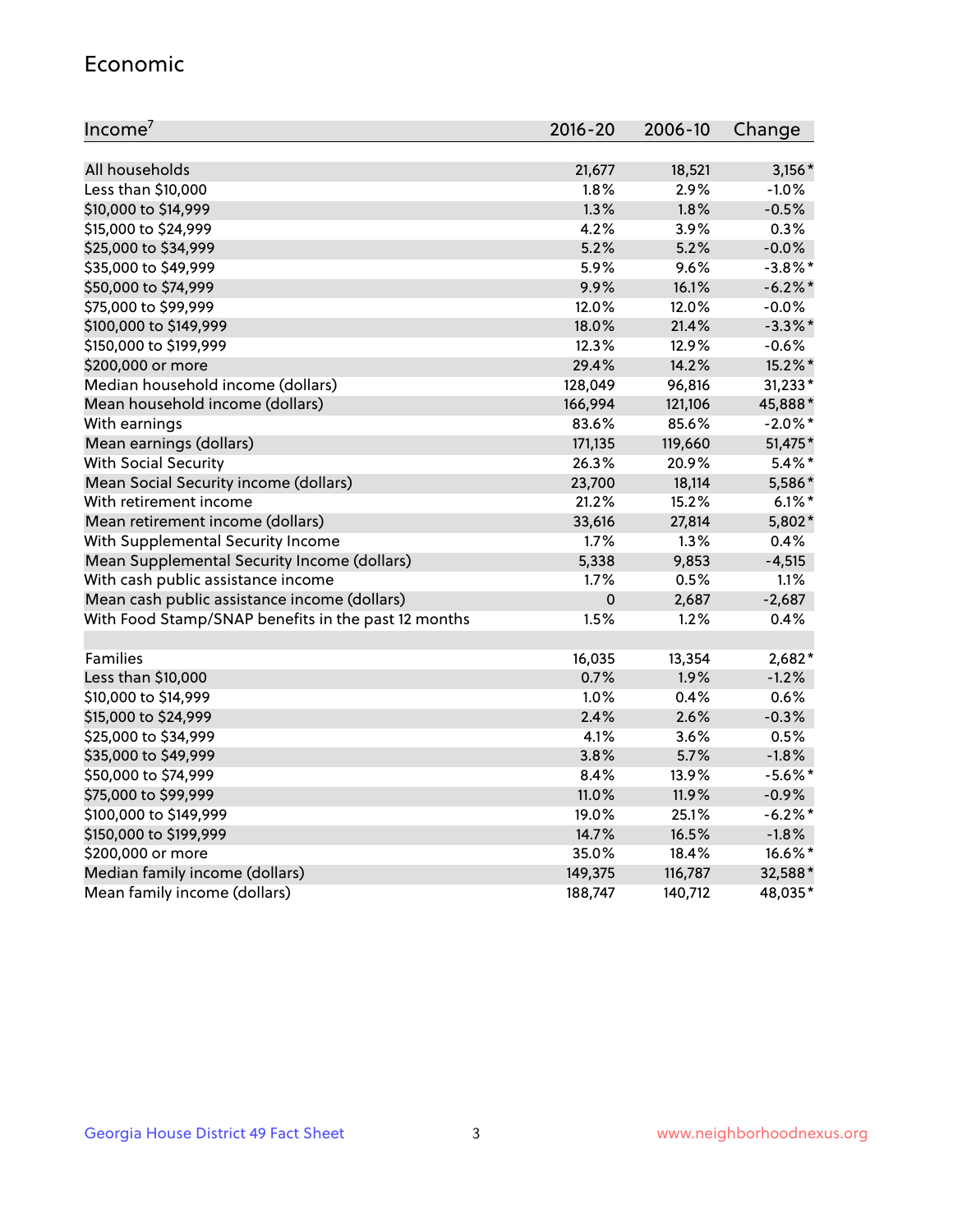## Economic

| Income[7] | 2016-20 | 2006-10 | Change |
|---|---|---|---|
| All households | 21,677 | 18,521 | 3,156* |
| Less than $10,000 | 1.8% | 2.9% | -1.0% |
| $10,000 to $14,999 | 1.3% | 1.8% | -0.5% |
| $15,000 to $24,999 | 4.2% | 3.9% | 0.3% |
| $25,000 to $34,999 | 5.2% | 5.2% | -0.0% |
| $35,000 to $49,999 | 5.9% | 9.6% | -3.8%* |
| $50,000 to $74,999 | 9.9% | 16.1% | -6.2%* |
| $75,000 to $99,999 | 12.0% | 12.0% | -0.0% |
| $100,000 to $149,999 | 18.0% | 21.4% | -3.3%* |
| $150,000 to $199,999 | 12.3% | 12.9% | -0.6% |
| $200,000 or more | 29.4% | 14.2% | 15.2%* |
| Median household income (dollars) | 128,049 | 96,816 | 31,233* |
| Mean household income (dollars) | 166,994 | 121,106 | 45,888* |
| With earnings | 83.6% | 85.6% | -2.0%* |
| Mean earnings (dollars) | 171,135 | 119,660 | 51,475* |
| With Social Security | 26.3% | 20.9% | 5.4%* |
| Mean Social Security income (dollars) | 23,700 | 18,114 | 5,586* |
| With retirement income | 21.2% | 15.2% | 6.1%* |
| Mean retirement income (dollars) | 33,616 | 27,814 | 5,802* |
| With Supplemental Security Income | 1.7% | 1.3% | 0.4% |
| Mean Supplemental Security Income (dollars) | 5,338 | 9,853 | -4,515 |
| With cash public assistance income | 1.7% | 0.5% | 1.1% |
| Mean cash public assistance income (dollars) | 0 | 2,687 | -2,687 |
| With Food Stamp/SNAP benefits in the past 12 months | 1.5% | 1.2% | 0.4% |
| | | | |
| Families | 16,035 | 13,354 | 2,682* |
| Less than $10,000 | 0.7% | 1.9% | -1.2% |
| $10,000 to $14,999 | 1.0% | 0.4% | 0.6% |
| $15,000 to $24,999 | 2.4% | 2.6% | -0.3% |
| $25,000 to $34,999 | 4.1% | 3.6% | 0.5% |
| $35,000 to $49,999 | 3.8% | 5.7% | -1.8% |
| $50,000 to $74,999 | 8.4% | 13.9% | -5.6%* |
| $75,000 to $99,999 | 11.0% | 11.9% | -0.9% |
| $100,000 to $149,999 | 19.0% | 25.1% | -6.2%* |
| $150,000 to $199,999 | 14.7% | 16.5% | -1.8% |
| $200,000 or more | 35.0% | 18.4% | 16.6%* |
| Median family income (dollars) | 149,375 | 116,787 | 32,588* |
| Mean family income (dollars) | 188,747 | 140,712 | 48,035* |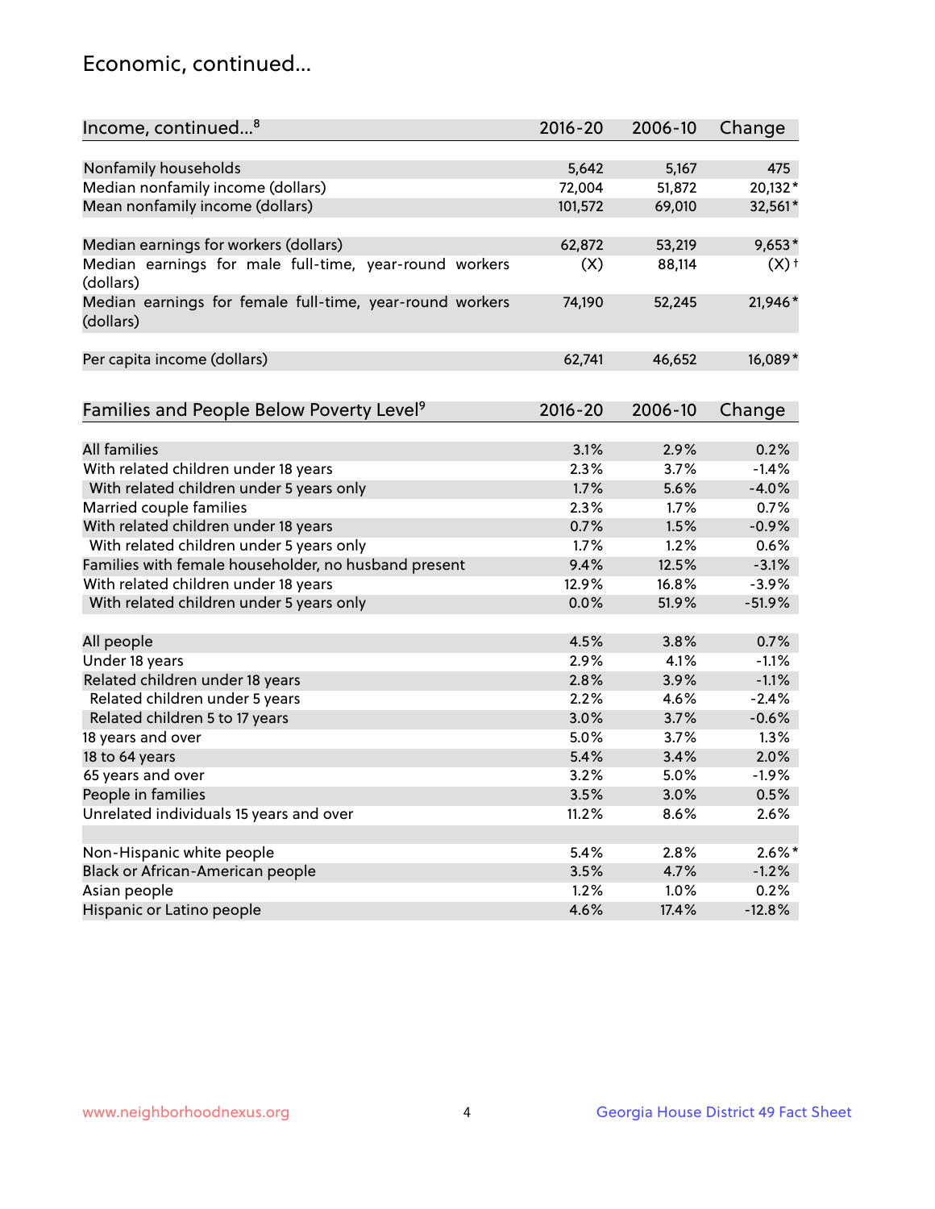## Economic, continued...

| Income, continued...[8] | 2016-20 | 2006-10 | Change |
|---|---|---|---|
| Nonfamily households | 5,642 | 5,167 | 475 |
| Median nonfamily income (dollars) | 72,004 | 51,872 | 20,132* |
| Mean nonfamily income (dollars) | 101,572 | 69,010 | 32,561* |
| Median earnings for workers (dollars) | 62,872 | 53,219 | 9,653* |
| Median earnings for male full-time, year-round workers (dollars) | (X) | 88,114 | (X)† |
| Median earnings for female full-time, year-round workers (dollars) | 74,190 | 52,245 | 21,946* |
| Per capita income (dollars) | 62,741 | 46,652 | 16,089* |

| Families and People Below Poverty Level[9] | 2016-20 | 2006-10 | Change |
|---|---|---|---|
| All families | 3.1% | 2.9% | 0.2% |
| With related children under 18 years | 2.3% | 3.7% | -1.4% |
| With related children under 5 years only | 1.7% | 5.6% | -4.0% |
| Married couple families | 2.3% | 1.7% | 0.7% |
| With related children under 18 years | 0.7% | 1.5% | -0.9% |
| With related children under 5 years only | 1.7% | 1.2% | 0.6% |
| Families with female householder, no husband present | 9.4% | 12.5% | -3.1% |
| With related children under 18 years | 12.9% | 16.8% | -3.9% |
| With related children under 5 years only | 0.0% | 51.9% | -51.9% |
| All people | 4.5% | 3.8% | 0.7% |
| Under 18 years | 2.9% | 4.1% | -1.1% |
| Related children under 18 years | 2.8% | 3.9% | -1.1% |
| Related children under 5 years | 2.2% | 4.6% | -2.4% |
| Related children 5 to 17 years | 3.0% | 3.7% | -0.6% |
| 18 years and over | 5.0% | 3.7% | 1.3% |
| 18 to 64 years | 5.4% | 3.4% | 2.0% |
| 65 years and over | 3.2% | 5.0% | -1.9% |
| People in families | 3.5% | 3.0% | 0.5% |
| Unrelated individuals 15 years and over | 11.2% | 8.6% | 2.6% |
| Non-Hispanic white people | 5.4% | 2.8% | 2.6%* |
| Black or African-American people | 3.5% | 4.7% | -1.2% |
| Asian people | 1.2% | 1.0% | 0.2% |
| Hispanic or Latino people | 4.6% | 17.4% | -12.8% |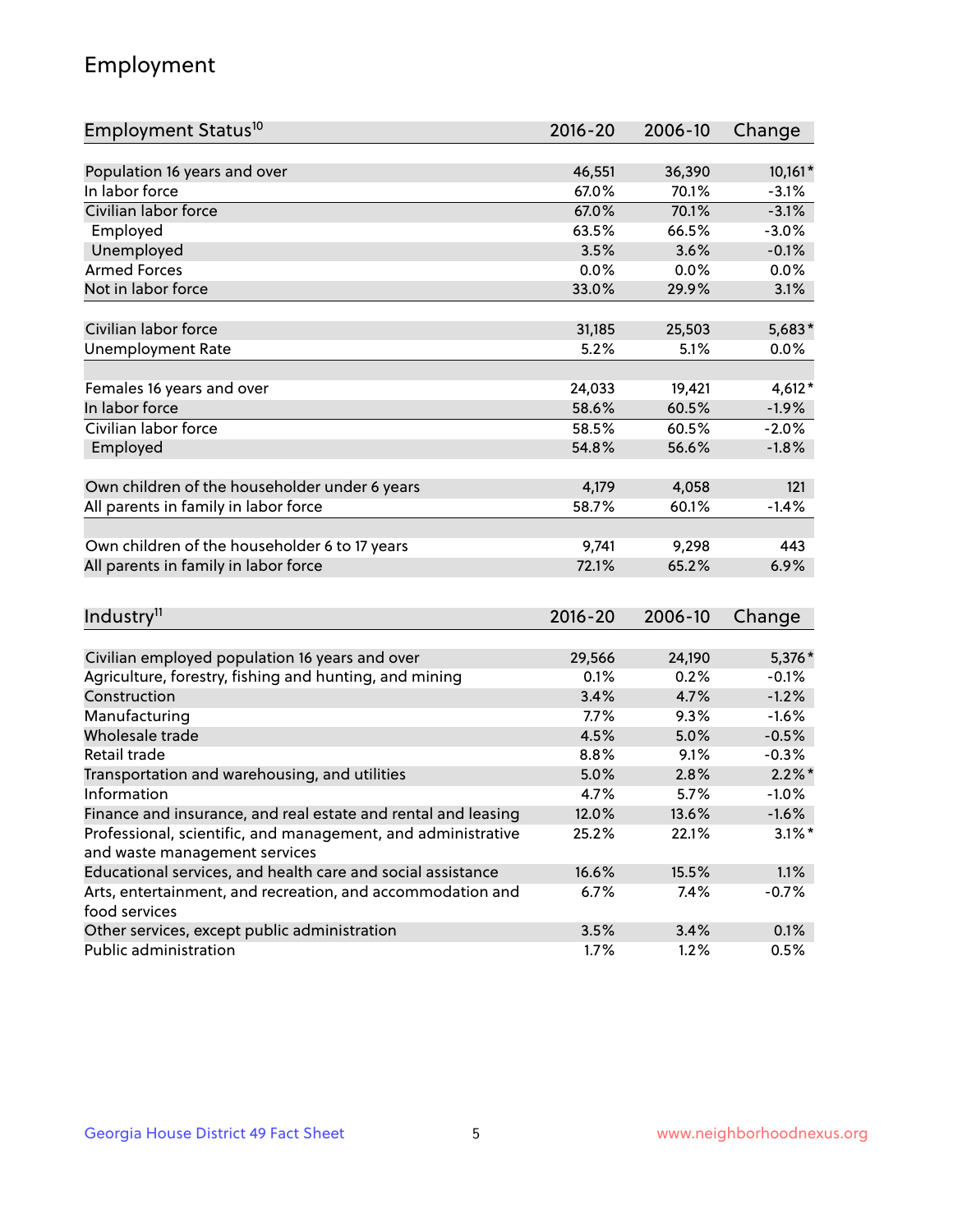# Employment

| Employment Status[10] | 2016-20 | 2006-10 | Change |
|---|---|---|---|
| Population 16 years and over | 46,551 | 36,390 | 10,161* |
| In labor force | 67.0% | 70.1% | -3.1% |
| Civilian labor force | 67.0% | 70.1% | -3.1% |
| Employed | 63.5% | 66.5% | -3.0% |
| Unemployed | 3.5% | 3.6% | -0.1% |
| Armed Forces | 0.0% | 0.0% | 0.0% |
| Not in labor force | 33.0% | 29.9% | 3.1% |
| | | | |
| Civilian labor force | 31,185 | 25,503 | 5,683* |
| Unemployment Rate | 5.2% | 5.1% | 0.0% |
| | | | |
| Females 16 years and over | 24,033 | 19,421 | 4,612* |
| In labor force | 58.6% | 60.5% | -1.9% |
| Civilian labor force | 58.5% | 60.5% | -2.0% |
| Employed | 54.8% | 56.6% | -1.8% |
| | | | |
| Own children of the householder under 6 years | 4,179 | 4,058 | 121 |
| All parents in family in labor force | 58.7% | 60.1% | -1.4% |
| | | | |
| Own children of the householder 6 to 17 years | 9,741 | 9,298 | 443 |
| All parents in family in labor force | 72.1% | 65.2% | 6.9% |

| Industry[11] | 2016-20 | 2006-10 | Change |
|---|---|---|---|
| Civilian employed population 16 years and over | 29,566 | 24,190 | 5,376* |
| Agriculture, forestry, fishing and hunting, and mining | 0.1% | 0.2% | -0.1% |
| Construction | 3.4% | 4.7% | -1.2% |
| Manufacturing | 7.7% | 9.3% | -1.6% |
| Wholesale trade | 4.5% | 5.0% | -0.5% |
| Retail trade | 8.8% | 9.1% | -0.3% |
| Transportation and warehousing, and utilities | 5.0% | 2.8% | 2.2%* |
| Information | 4.7% | 5.7% | -1.0% |
| Finance and insurance, and real estate and rental and leasing | 12.0% | 13.6% | -1.6% |
| Professional, scientific, and management, and administrative and waste management services | 25.2% | 22.1% | 3.1%* |
| Educational services, and health care and social assistance | 16.6% | 15.5% | 1.1% |
| Arts, entertainment, and recreation, and accommodation and food services | 6.7% | 7.4% | -0.7% |
| Other services, except public administration | 3.5% | 3.4% | 0.1% |
| Public administration | 1.7% | 1.2% | 0.5% |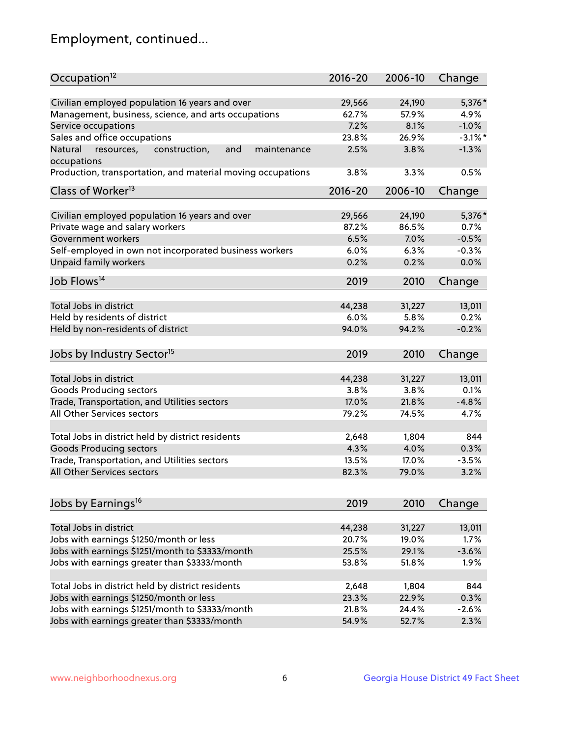## Employment, continued...

| Occupation[12] | 2016-20 | 2006-10 | Change |
|---|---|---|---|
| Civilian employed population 16 years and over | 29,566 | 24,190 | 5,376* |
| Management, business, science, and arts occupations | 62.7% | 57.9% | 4.9% |
| Service occupations | 7.2% | 8.1% | -1.0% |
| Sales and office occupations | 23.8% | 26.9% | -3.1%* |
| Natural resources, construction, and maintenance occupations | 2.5% | 3.8% | -1.3% |
| Production, transportation, and material moving occupations | 3.8% | 3.3% | 0.5% |

| Class of Worker[13] | 2016-20 | 2006-10 | Change |
|---|---|---|---|
| Civilian employed population 16 years and over | 29,566 | 24,190 | 5,376* |
| Private wage and salary workers | 87.2% | 86.5% | 0.7% |
| Government workers | 6.5% | 7.0% | -0.5% |
| Self-employed in own not incorporated business workers | 6.0% | 6.3% | -0.3% |
| Unpaid family workers | 0.2% | 0.2% | 0.0% |

| Job Flows[14] | 2019 | 2010 | Change |
|---|---|---|---|
| Total Jobs in district | 44,238 | 31,227 | 13,011 |
| Held by residents of district | 6.0% | 5.8% | 0.2% |
| Held by non-residents of district | 94.0% | 94.2% | -0.2% |

| Jobs by Industry Sector[15] | 2019 | 2010 | Change |
|---|---|---|---|
| Total Jobs in district | 44,238 | 31,227 | 13,011 |
| Goods Producing sectors | 3.8% | 3.8% | 0.1% |
| Trade, Transportation, and Utilities sectors | 17.0% | 21.8% | -4.8% |
| All Other Services sectors | 79.2% | 74.5% | 4.7% |
| | | | |
| Total Jobs in district held by district residents | 2,648 | 1,804 | 844 |
| Goods Producing sectors | 4.3% | 4.0% | 0.3% |
| Trade, Transportation, and Utilities sectors | 13.5% | 17.0% | -3.5% |
| All Other Services sectors | 82.3% | 79.0% | 3.2% |

| Jobs by Earnings[16] | 2019 | 2010 | Change |
|---|---|---|---|
| Total Jobs in district | 44,238 | 31,227 | 13,011 |
| Jobs with earnings $1250/month or less | 20.7% | 19.0% | 1.7% |
| Jobs with earnings $1251/month to $3333/month | 25.5% | 29.1% | -3.6% |
| Jobs with earnings greater than $3333/month | 53.8% | 51.8% | 1.9% |
| | | | |
| Total Jobs in district held by district residents | 2,648 | 1,804 | 844 |
| Jobs with earnings $1250/month or less | 23.3% | 22.9% | 0.3% |
| Jobs with earnings $1251/month to $3333/month | 21.8% | 24.4% | -2.6% |
| Jobs with earnings greater than $3333/month | 54.9% | 52.7% | 2.3% |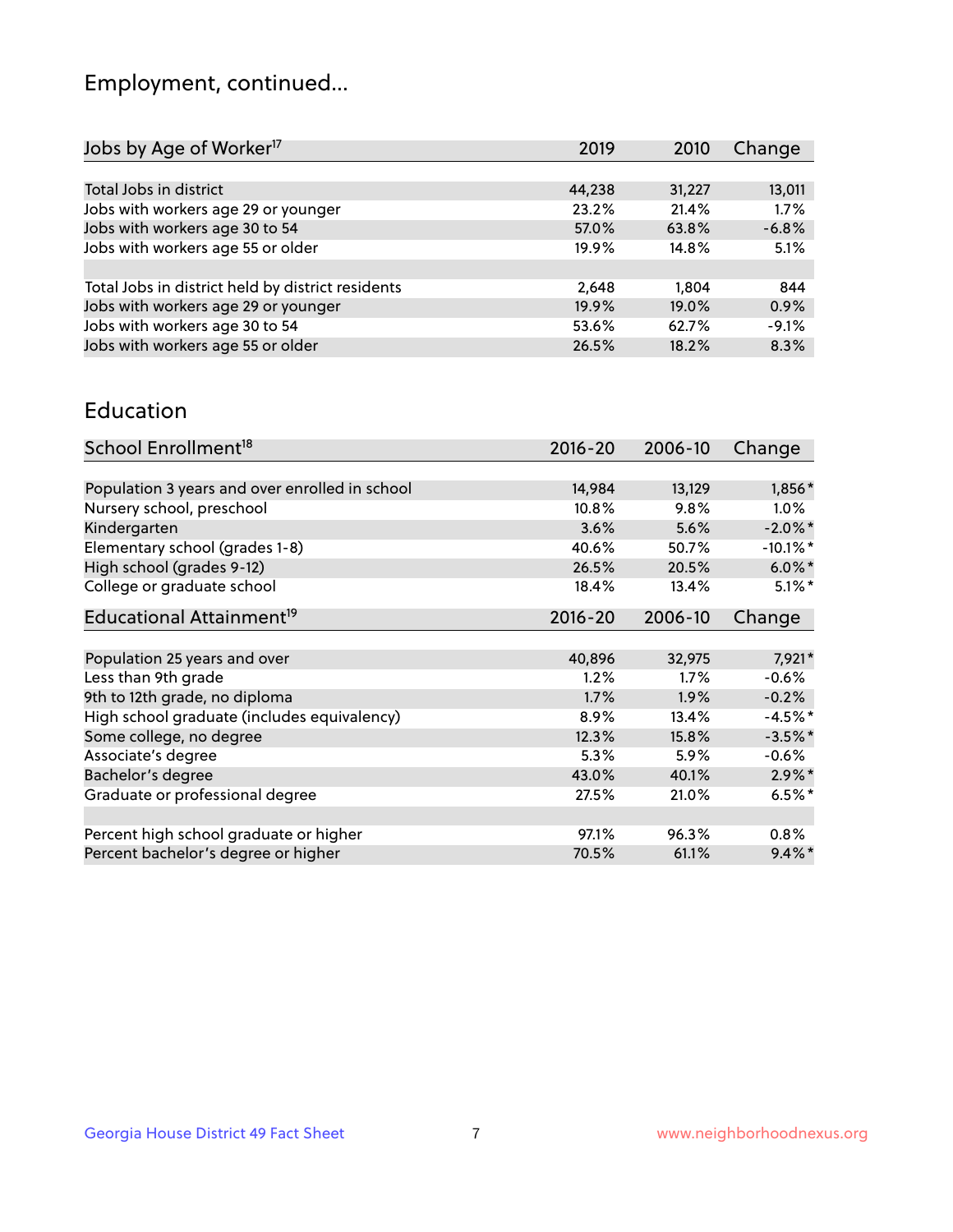## Employment, continued...

| Jobs by Age of Worker[17] | 2019 | 2010 | Change |
|---|---|---|---|
| | | | |
| Total Jobs in district | 44,238 | 31,227 | 13,011 |
| Jobs with workers age 29 or younger | 23.2% | 21.4% | 1.7% |
| Jobs with workers age 30 to 54 | 57.0% | 63.8% | -6.8% |
| Jobs with workers age 55 or older | 19.9% | 14.8% | 5.1% |
| | | | |
| Total Jobs in district held by district residents | 2,648 | 1,804 | 844 |
| Jobs with workers age 29 or younger | 19.9% | 19.0% | 0.9% |
| Jobs with workers age 30 to 54 | 53.6% | 62.7% | -9.1% |
| Jobs with workers age 55 or older | 26.5% | 18.2% | 8.3% |

## Education

| School Enrollment[18] | 2016-20 | 2006-10 | Change |
|---|---|---|---|
| | | | |
| Population 3 years and over enrolled in school | 14,984 | 13,129 | 1,856* |
| Nursery school, preschool | 10.8% | 9.8% | 1.0% |
| Kindergarten | 3.6% | 5.6% | -2.0%* |
| Elementary school (grades 1-8) | 40.6% | 50.7% | -10.1%* |
| High school (grades 9-12) | 26.5% | 20.5% | 6.0%* |
| College or graduate school | 18.4% | 13.4% | 5.1%* |

| Educational Attainment[19] | 2016-20 | 2006-10 | Change |
|---|---|---|---|
| | | | |
| Population 25 years and over | 40,896 | 32,975 | 7,921* |
| Less than 9th grade | 1.2% | 1.7% | -0.6% |
| 9th to 12th grade, no diploma | 1.7% | 1.9% | -0.2% |
| High school graduate (includes equivalency) | 8.9% | 13.4% | -4.5%* |
| Some college, no degree | 12.3% | 15.8% | -3.5%* |
| Associate's degree | 5.3% | 5.9% | -0.6% |
| Bachelor's degree | 43.0% | 40.1% | 2.9%* |
| Graduate or professional degree | 27.5% | 21.0% | 6.5%* |
| | | | |
| Percent high school graduate or higher | 97.1% | 96.3% | 0.8% |
| Percent bachelor's degree or higher | 70.5% | 61.1% | 9.4%* |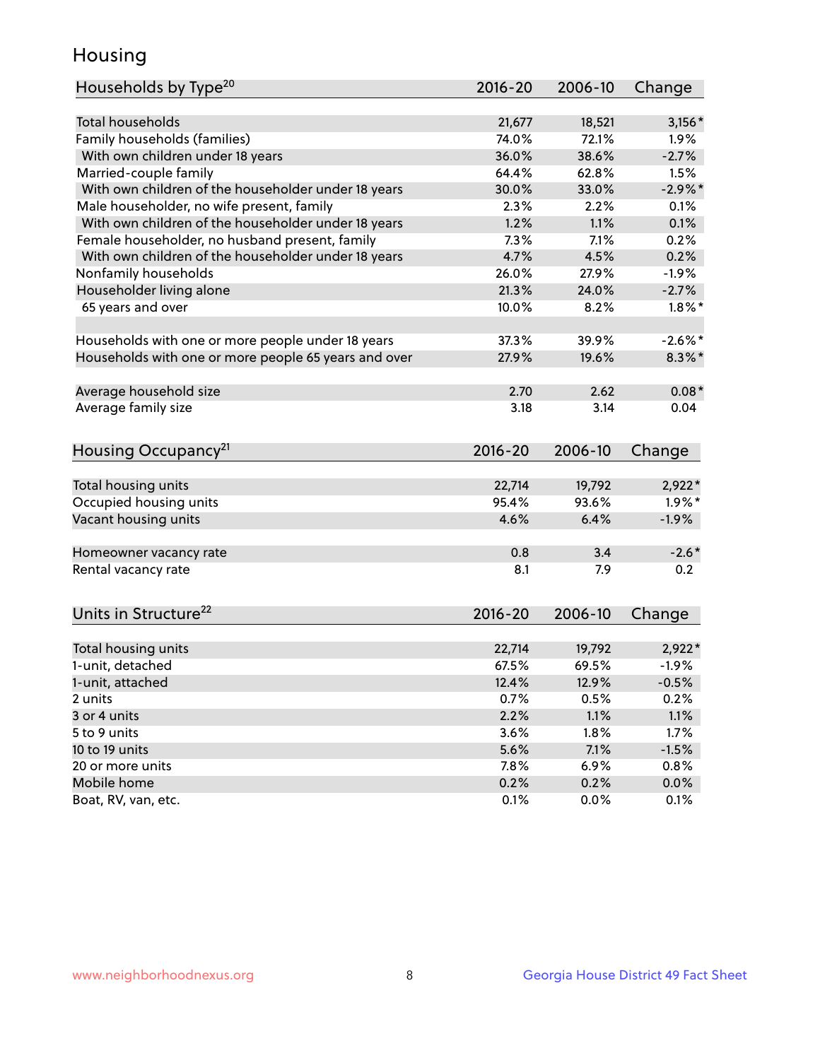# Housing

| Households by Type[20] | 2016-20 | 2006-10 | Change |
|---|---|---|---|
| Total households | 21,677 | 18,521 | 3,156* |
| Family households (families) | 74.0% | 72.1% | 1.9% |
| With own children under 18 years | 36.0% | 38.6% | -2.7% |
| Married-couple family | 64.4% | 62.8% | 1.5% |
| With own children of the householder under 18 years | 30.0% | 33.0% | -2.9%* |
| Male householder, no wife present, family | 2.3% | 2.2% | 0.1% |
| With own children of the householder under 18 years | 1.2% | 1.1% | 0.1% |
| Female householder, no husband present, family | 7.3% | 7.1% | 0.2% |
| With own children of the householder under 18 years | 4.7% | 4.5% | 0.2% |
| Nonfamily households | 26.0% | 27.9% | -1.9% |
| Householder living alone | 21.3% | 24.0% | -2.7% |
| 65 years and over | 10.0% | 8.2% | 1.8%* |
| | | | |
| Households with one or more people under 18 years | 37.3% | 39.9% | -2.6%* |
| Households with one or more people 65 years and over | 27.9% | 19.6% | 8.3%* |
| | | | |
| Average household size | 2.70 | 2.62 | 0.08* |
| Average family size | 3.18 | 3.14 | 0.04 |

| Housing Occupancy[21] | 2016-20 | 2006-10 | Change |
|---|---|---|---|
| Total housing units | 22,714 | 19,792 | 2,922* |
| Occupied housing units | 95.4% | 93.6% | 1.9%* |
| Vacant housing units | 4.6% | 6.4% | -1.9% |
| | | | |
| Homeowner vacancy rate | 0.8 | 3.4 | -2.6* |
| Rental vacancy rate | 8.1 | 7.9 | 0.2 |

| Units in Structure[22] | 2016-20 | 2006-10 | Change |
|---|---|---|---|
| Total housing units | 22,714 | 19,792 | 2,922* |
| 1-unit, detached | 67.5% | 69.5% | -1.9% |
| 1-unit, attached | 12.4% | 12.9% | -0.5% |
| 2 units | 0.7% | 0.5% | 0.2% |
| 3 or 4 units | 2.2% | 1.1% | 1.1% |
| 5 to 9 units | 3.6% | 1.8% | 1.7% |
| 10 to 19 units | 5.6% | 7.1% | -1.5% |
| 20 or more units | 7.8% | 6.9% | 0.8% |
| Mobile home | 0.2% | 0.2% | 0.0% |
| Boat, RV, van, etc. | 0.1% | 0.0% | 0.1% |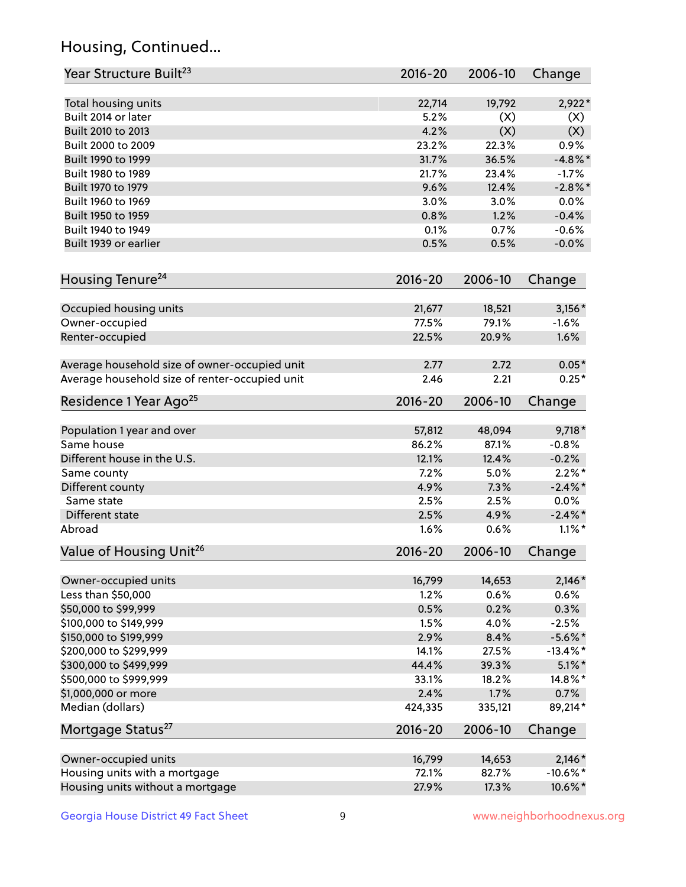## Housing, Continued...

| Year Structure Built[23] | 2016-20 | 2006-10 | Change |
|---|---|---|---|
| Total housing units | 22,714 | 19,792 | 2,922* |
| Built 2014 or later | 5.2% | (X) | (X) |
| Built 2010 to 2013 | 4.2% | (X) | (X) |
| Built 2000 to 2009 | 23.2% | 22.3% | 0.9% |
| Built 1990 to 1999 | 31.7% | 36.5% | -4.8%* |
| Built 1980 to 1989 | 21.7% | 23.4% | -1.7% |
| Built 1970 to 1979 | 9.6% | 12.4% | -2.8%* |
| Built 1960 to 1969 | 3.0% | 3.0% | 0.0% |
| Built 1950 to 1959 | 0.8% | 1.2% | -0.4% |
| Built 1940 to 1949 | 0.1% | 0.7% | -0.6% |
| Built 1939 or earlier | 0.5% | 0.5% | -0.0% |

| Housing Tenure[24] | 2016-20 | 2006-10 | Change |
|---|---|---|---|
| Occupied housing units | 21,677 | 18,521 | 3,156* |
| Owner-occupied | 77.5% | 79.1% | -1.6% |
| Renter-occupied | 22.5% | 20.9% | 1.6% |
| Average household size of owner-occupied unit | 2.77 | 2.72 | 0.05* |
| Average household size of renter-occupied unit | 2.46 | 2.21 | 0.25* |

| Residence 1 Year Ago[25] | 2016-20 | 2006-10 | Change |
|---|---|---|---|
| Population 1 year and over | 57,812 | 48,094 | 9,718* |
| Same house | 86.2% | 87.1% | -0.8% |
| Different house in the U.S. | 12.1% | 12.4% | -0.2% |
| Same county | 7.2% | 5.0% | 2.2%* |
| Different county | 4.9% | 7.3% | -2.4%* |
| Same state | 2.5% | 2.5% | 0.0% |
| Different state | 2.5% | 4.9% | -2.4%* |
| Abroad | 1.6% | 0.6% | 1.1%* |

| Value of Housing Unit[26] | 2016-20 | 2006-10 | Change |
|---|---|---|---|
| Owner-occupied units | 16,799 | 14,653 | 2,146* |
| Less than $50,000 | 1.2% | 0.6% | 0.6% |
| $50,000 to $99,999 | 0.5% | 0.2% | 0.3% |
| $100,000 to $149,999 | 1.5% | 4.0% | -2.5% |
| $150,000 to $199,999 | 2.9% | 8.4% | -5.6%* |
| $200,000 to $299,999 | 14.1% | 27.5% | -13.4%* |
| $300,000 to $499,999 | 44.4% | 39.3% | 5.1%* |
| $500,000 to $999,999 | 33.1% | 18.2% | 14.8%* |
| $1,000,000 or more | 2.4% | 1.7% | 0.7% |
| Median (dollars) | 424,335 | 335,121 | 89,214* |

| Mortgage Status[27] | 2016-20 | 2006-10 | Change |
|---|---|---|---|
| Owner-occupied units | 16,799 | 14,653 | 2,146* |
| Housing units with a mortgage | 72.1% | 82.7% | -10.6%* |
| Housing units without a mortgage | 27.9% | 17.3% | 10.6%* |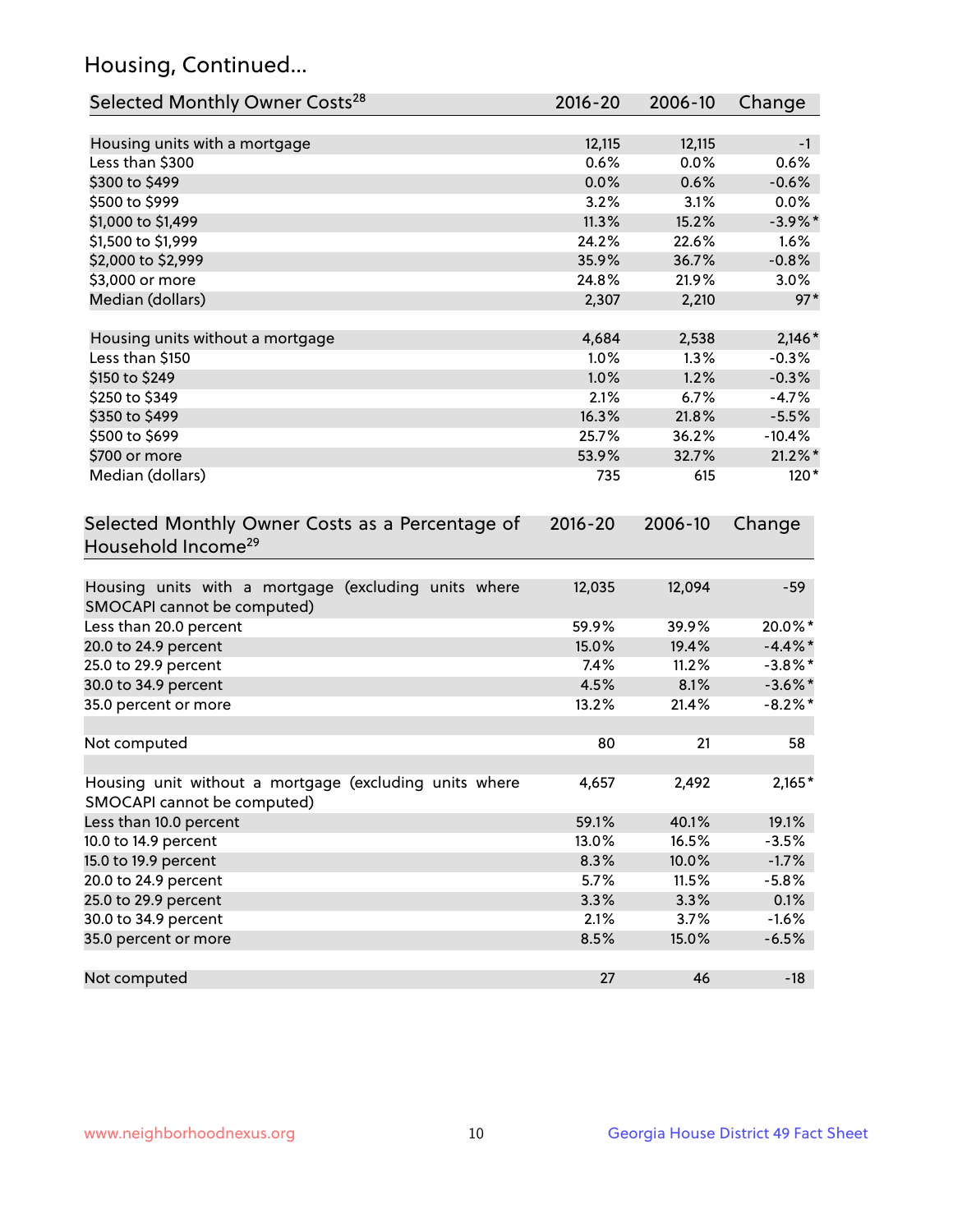## Housing, Continued...

| Selected Monthly Owner Costs[28] | 2016-20 | 2006-10 | Change |
|---|---|---|---|
| Housing units with a mortgage | 12,115 | 12,115 | -1 |
| Less than $300 | 0.6% | 0.0% | 0.6% |
| $300 to $499 | 0.0% | 0.6% | -0.6% |
| $500 to $999 | 3.2% | 3.1% | 0.0% |
| $1,000 to $1,499 | 11.3% | 15.2% | -3.9%* |
| $1,500 to $1,999 | 24.2% | 22.6% | 1.6% |
| $2,000 to $2,999 | 35.9% | 36.7% | -0.8% |
| $3,000 or more | 24.8% | 21.9% | 3.0% |
| Median (dollars) | 2,307 | 2,210 | 97* |
| | | | |
| Housing units without a mortgage | 4,684 | 2,538 | 2,146* |
| Less than $150 | 1.0% | 1.3% | -0.3% |
| $150 to $249 | 1.0% | 1.2% | -0.3% |
| $250 to $349 | 2.1% | 6.7% | -4.7% |
| $350 to $499 | 16.3% | 21.8% | -5.5% |
| $500 to $699 | 25.7% | 36.2% | -10.4% |
| $700 or more | 53.9% | 32.7% | 21.2%* |
| Median (dollars) | 735 | 615 | 120* |

| Selected Monthly Owner Costs as a Percentage of Household Income[29] | 2016-20 | 2006-10 | Change |
|---|---|---|---|
| Housing units with a mortgage (excluding units where SMOCAPI cannot be computed) | 12,035 | 12,094 | -59 |
| Less than 20.0 percent | 59.9% | 39.9% | 20.0%* |
| 20.0 to 24.9 percent | 15.0% | 19.4% | -4.4%* |
| 25.0 to 29.9 percent | 7.4% | 11.2% | -3.8%* |
| 30.0 to 34.9 percent | 4.5% | 8.1% | -3.6%* |
| 35.0 percent or more | 13.2% | 21.4% | -8.2%* |
| | | | |
| Not computed | 80 | 21 | 58 |
| | | | |
| Housing unit without a mortgage (excluding units where SMOCAPI cannot be computed) | 4,657 | 2,492 | 2,165* |
| Less than 10.0 percent | 59.1% | 40.1% | 19.1% |
| 10.0 to 14.9 percent | 13.0% | 16.5% | -3.5% |
| 15.0 to 19.9 percent | 8.3% | 10.0% | -1.7% |
| 20.0 to 24.9 percent | 5.7% | 11.5% | -5.8% |
| 25.0 to 29.9 percent | 3.3% | 3.3% | 0.1% |
| 30.0 to 34.9 percent | 2.1% | 3.7% | -1.6% |
| 35.0 percent or more | 8.5% | 15.0% | -6.5% |
| | | | |
| Not computed | 27 | 46 | -18 |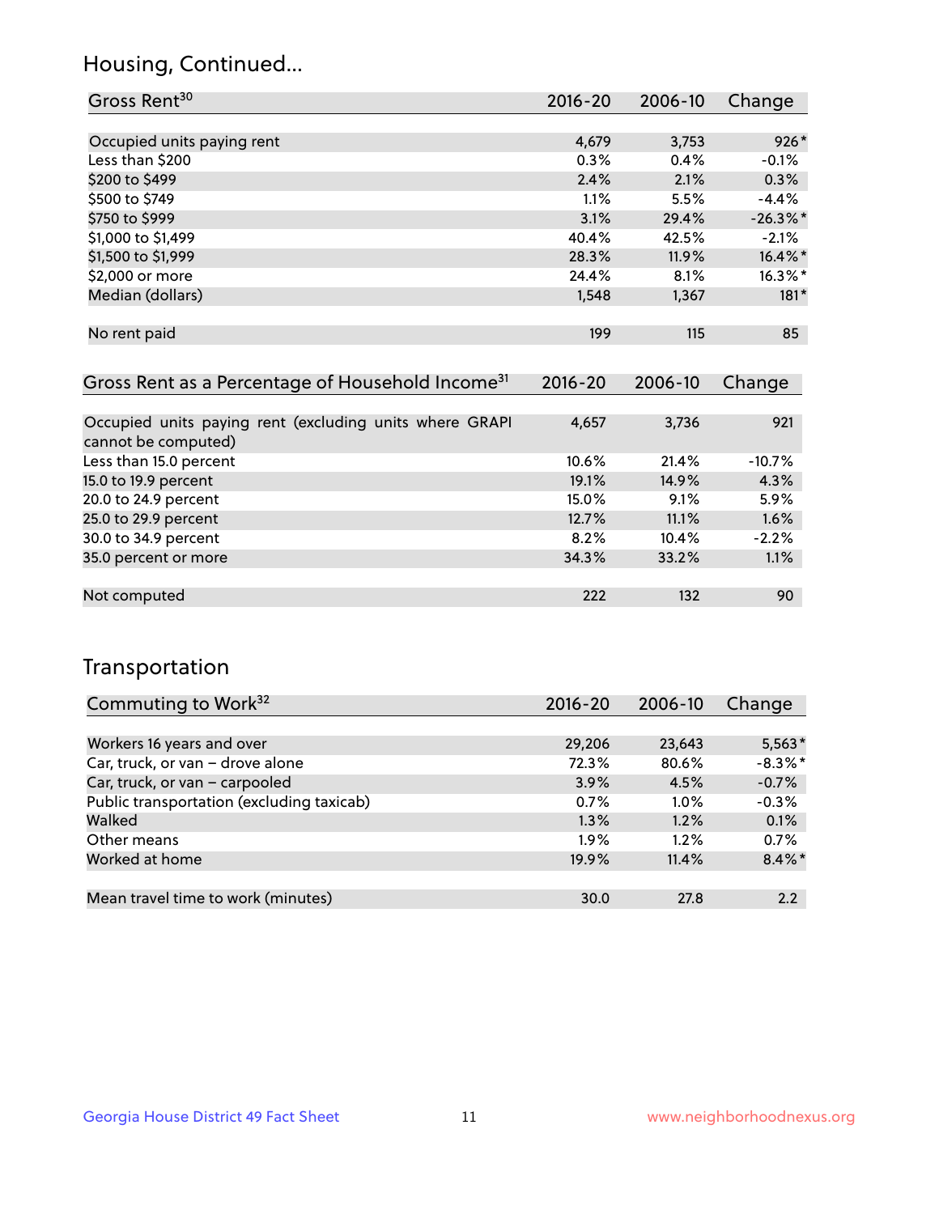## Housing, Continued...

| Gross Rent[30] | 2016-20 | 2006-10 | Change |
|---|---|---|---|
| Occupied units paying rent | 4,679 | 3,753 | 926* |
| Less than $200 | 0.3% | 0.4% | -0.1% |
| $200 to $499 | 2.4% | 2.1% | 0.3% |
| $500 to $749 | 1.1% | 5.5% | -4.4% |
| $750 to $999 | 3.1% | 29.4% | -26.3%* |
| $1,000 to $1,499 | 40.4% | 42.5% | -2.1% |
| $1,500 to $1,999 | 28.3% | 11.9% | 16.4%* |
| $2,000 or more | 24.4% | 8.1% | 16.3%* |
| Median (dollars) | 1,548 | 1,367 | 181* |
| No rent paid | 199 | 115 | 85 |

| Gross Rent as a Percentage of Household Income[31] | 2016-20 | 2006-10 | Change |
|---|---|---|---|
| Occupied units paying rent (excluding units where GRAPI cannot be computed) | 4,657 | 3,736 | 921 |
| Less than 15.0 percent | 10.6% | 21.4% | -10.7% |
| 15.0 to 19.9 percent | 19.1% | 14.9% | 4.3% |
| 20.0 to 24.9 percent | 15.0% | 9.1% | 5.9% |
| 25.0 to 29.9 percent | 12.7% | 11.1% | 1.6% |
| 30.0 to 34.9 percent | 8.2% | 10.4% | -2.2% |
| 35.0 percent or more | 34.3% | 33.2% | 1.1% |
| Not computed | 222 | 132 | 90 |

## Transportation

| Commuting to Work[32] | 2016-20 | 2006-10 | Change |
|---|---|---|---|
| Workers 16 years and over | 29,206 | 23,643 | 5,563* |
| Car, truck, or van – drove alone | 72.3% | 80.6% | -8.3%* |
| Car, truck, or van – carpooled | 3.9% | 4.5% | -0.7% |
| Public transportation (excluding taxicab) | 0.7% | 1.0% | -0.3% |
| Walked | 1.3% | 1.2% | 0.1% |
| Other means | 1.9% | 1.2% | 0.7% |
| Worked at home | 19.9% | 11.4% | 8.4%* |
| Mean travel time to work (minutes) | 30.0 | 27.8 | 2.2 |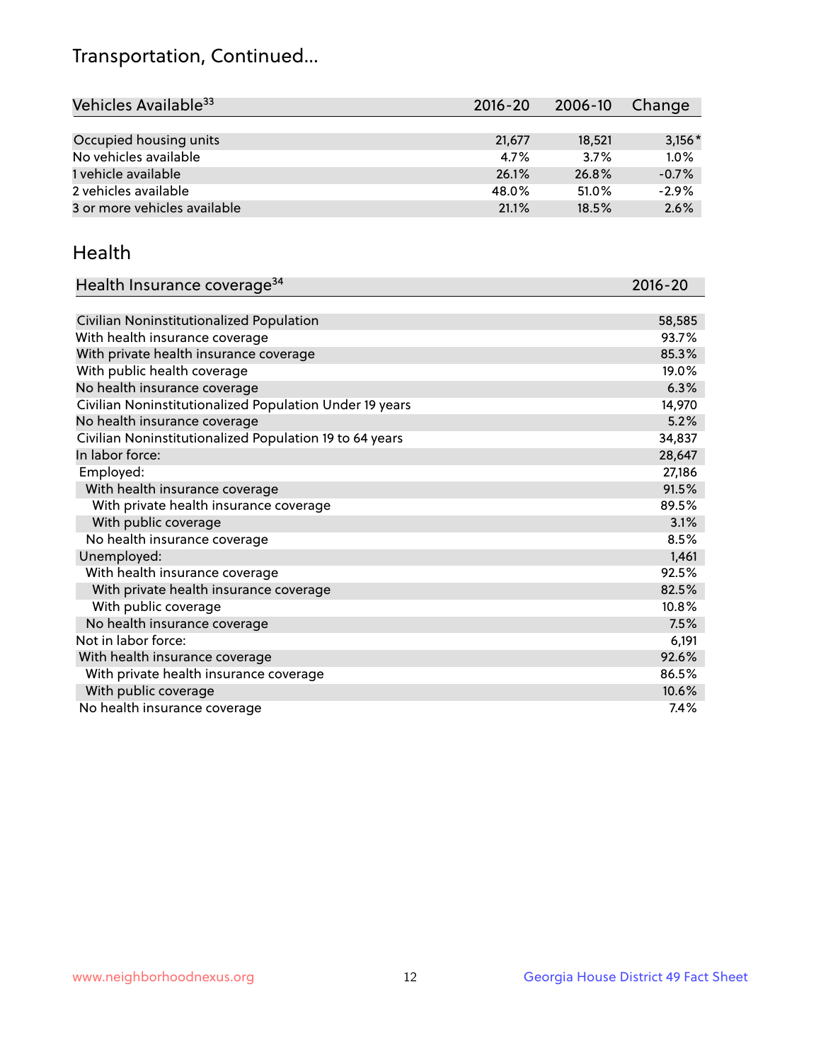# Transportation, Continued...

| Vehicles Available[33] | 2016-20 | 2006-10 | Change |
|---|---|---|---|
| Occupied housing units | 21,677 | 18,521 | 3,156* |
| No vehicles available | 4.7% | 3.7% | 1.0% |
| 1 vehicle available | 26.1% | 26.8% | -0.7% |
| 2 vehicles available | 48.0% | 51.0% | -2.9% |
| 3 or more vehicles available | 21.1% | 18.5% | 2.6% |

## Health

| Health Insurance coverage[34] | 2016-20 |
|---|---|
| Civilian Noninstitutionalized Population | 58,585 |
| With health insurance coverage | 93.7% |
| With private health insurance coverage | 85.3% |
| With public health coverage | 19.0% |
| No health insurance coverage | 6.3% |
| Civilian Noninstitutionalized Population Under 19 years | 14,970 |
| No health insurance coverage | 5.2% |
| Civilian Noninstitutionalized Population 19 to 64 years | 34,837 |
| In labor force: | 28,647 |
| Employed: | 27,186 |
| With health insurance coverage | 91.5% |
| With private health insurance coverage | 89.5% |
| With public coverage | 3.1% |
| No health insurance coverage | 8.5% |
| Unemployed: | 1,461 |
| With health insurance coverage | 92.5% |
| With private health insurance coverage | 82.5% |
| With public coverage | 10.8% |
| No health insurance coverage | 7.5% |
| Not in labor force: | 6,191 |
| With health insurance coverage | 92.6% |
| With private health insurance coverage | 86.5% |
| With public coverage | 10.6% |
| No health insurance coverage | 7.4% |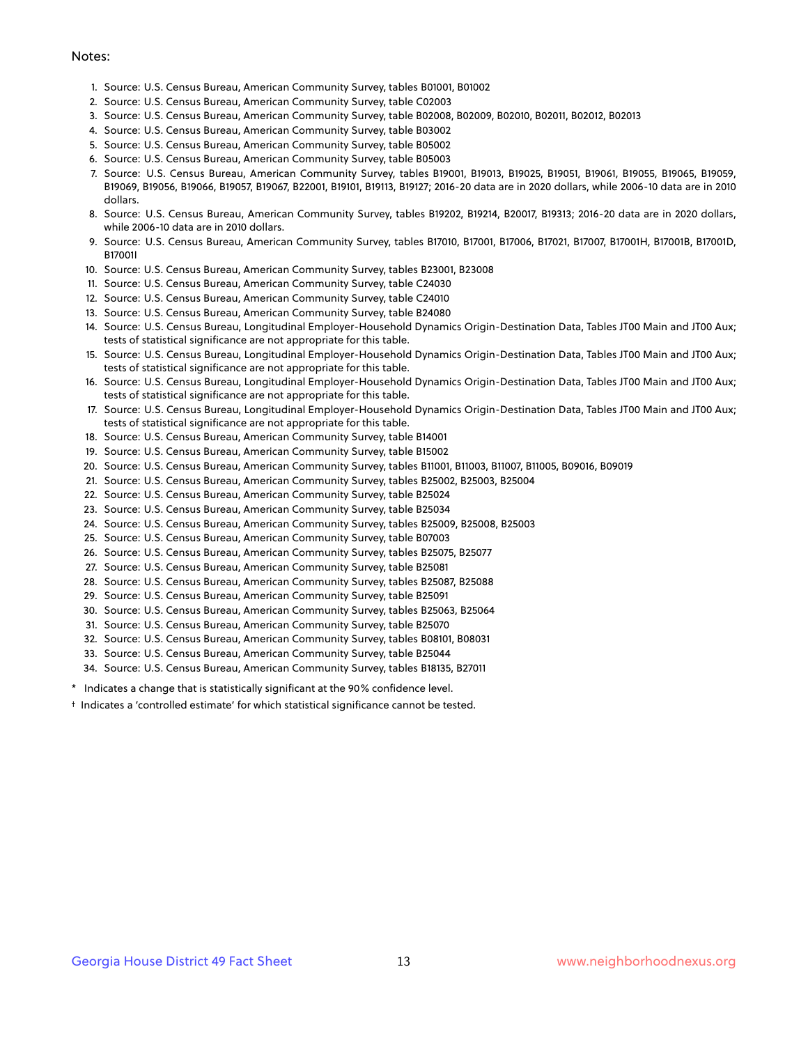Notes:

1. Source: U.S. Census Bureau, American Community Survey, tables B01001, B01002
2. Source: U.S. Census Bureau, American Community Survey, table C02003
3. Source: U.S. Census Bureau, American Community Survey, table B02008, B02009, B02010, B02011, B02012, B02013
4. Source: U.S. Census Bureau, American Community Survey, table B03002
5. Source: U.S. Census Bureau, American Community Survey, table B05002
6. Source: U.S. Census Bureau, American Community Survey, table B05003
7. Source: U.S. Census Bureau, American Community Survey, tables B19001, B19013, B19025, B19051, B19061, B19055, B19065, B19059, B19069, B19056, B19066, B19057, B19067, B22001, B19101, B19113, B19127; 2016-20 data are in 2020 dollars, while 2006-10 data are in 2010 dollars.
8. Source: U.S. Census Bureau, American Community Survey, tables B19202, B19214, B20017, B19313; 2016-20 data are in 2020 dollars, while 2006-10 data are in 2010 dollars.
9. Source: U.S. Census Bureau, American Community Survey, tables B17010, B17001, B17006, B17021, B17007, B17001H, B17001B, B17001D, B17001I
10. Source: U.S. Census Bureau, American Community Survey, tables B23001, B23008
11. Source: U.S. Census Bureau, American Community Survey, table C24030
12. Source: U.S. Census Bureau, American Community Survey, table C24010
13. Source: U.S. Census Bureau, American Community Survey, table B24080
14. Source: U.S. Census Bureau, Longitudinal Employer-Household Dynamics Origin-Destination Data, Tables JT00 Main and JT00 Aux; tests of statistical significance are not appropriate for this table.
15. Source: U.S. Census Bureau, Longitudinal Employer-Household Dynamics Origin-Destination Data, Tables JT00 Main and JT00 Aux; tests of statistical significance are not appropriate for this table.
16. Source: U.S. Census Bureau, Longitudinal Employer-Household Dynamics Origin-Destination Data, Tables JT00 Main and JT00 Aux; tests of statistical significance are not appropriate for this table.
17. Source: U.S. Census Bureau, Longitudinal Employer-Household Dynamics Origin-Destination Data, Tables JT00 Main and JT00 Aux; tests of statistical significance are not appropriate for this table.
18. Source: U.S. Census Bureau, American Community Survey, table B14001
19. Source: U.S. Census Bureau, American Community Survey, table B15002
20. Source: U.S. Census Bureau, American Community Survey, tables B11001, B11003, B11007, B11005, B09016, B09019
21. Source: U.S. Census Bureau, American Community Survey, tables B25002, B25003, B25004
22. Source: U.S. Census Bureau, American Community Survey, table B25024
23. Source: U.S. Census Bureau, American Community Survey, table B25034
24. Source: U.S. Census Bureau, American Community Survey, tables B25009, B25008, B25003
25. Source: U.S. Census Bureau, American Community Survey, table B07003
26. Source: U.S. Census Bureau, American Community Survey, tables B25075, B25077
27. Source: U.S. Census Bureau, American Community Survey, table B25081
28. Source: U.S. Census Bureau, American Community Survey, tables B25087, B25088
29. Source: U.S. Census Bureau, American Community Survey, table B25091
30. Source: U.S. Census Bureau, American Community Survey, tables B25063, B25064
31. Source: U.S. Census Bureau, American Community Survey, table B25070
32. Source: U.S. Census Bureau, American Community Survey, tables B08101, B08031
33. Source: U.S. Census Bureau, American Community Survey, table B25044
34. Source: U.S. Census Bureau, American Community Survey, tables B18135, B27011

\* Indicates a change that is statistically significant at the 90% confidence level.

† Indicates a 'controlled estimate' for which statistical significance cannot be tested.